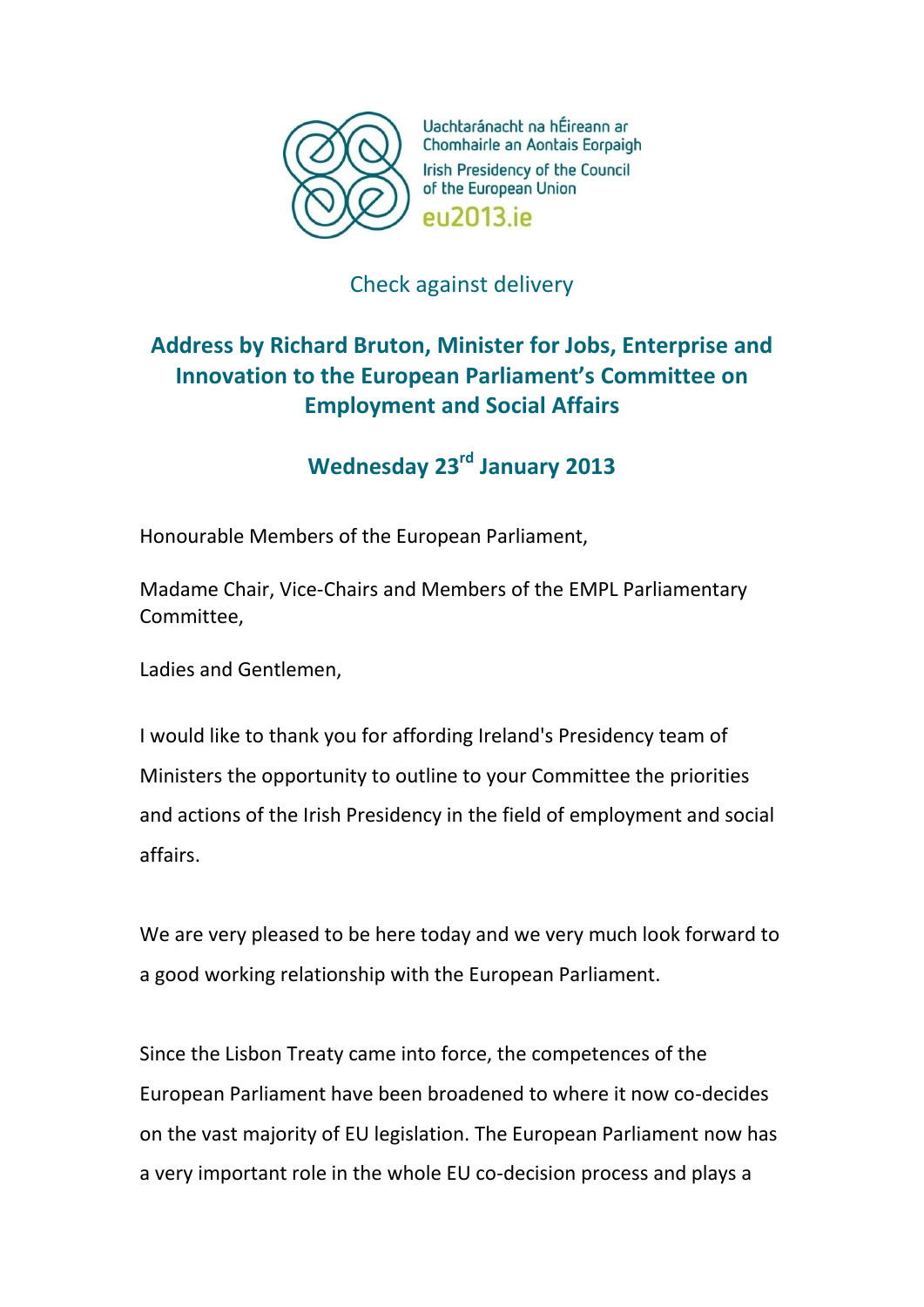Uachtaránacht na hÉireann ar Chomhairle an Aontais Eorpaigh

Irish Presidency of the Council of the European Union

eu2013.ie

Check against delivery

# Address by Richard Bruton, Minister for Jobs, Enterprise and Innovation to the European Parliament's Committee on Employment and Social Affairs

## Wednesday 23rd January 2013

Honourable Members of the European Parliament,

Madame Chair, Vice-Chairs and Members of the EMPL Parliamentary Committee,

Ladies and Gentlemen,

I would like to thank you for affording Ireland's Presidency team of Ministers the opportunity to outline to your Committee the priorities and actions of the Irish Presidency in the field of employment and social affairs.

We are very pleased to be here today and we very much look forward to a good working relationship with the European Parliament.

Since the Lisbon Treaty came into force, the competences of the European Parliament have been broadened to where it now co-decides on the vast majority of EU legislation. The European Parliament now has a very important role in the whole EU co-decision process and plays a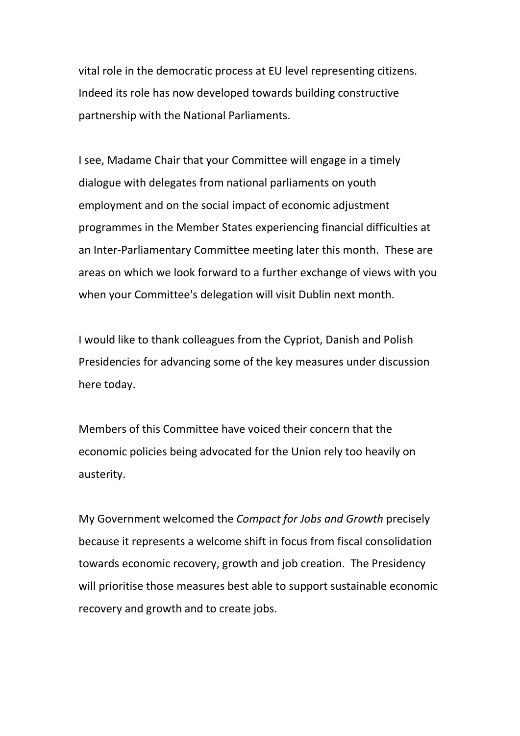vital role in the democratic process at EU level representing citizens. Indeed its role has now developed towards building constructive partnership with the National Parliaments.

I see, Madame Chair that your Committee will engage in a timely dialogue with delegates from national parliaments on youth employment and on the social impact of economic adjustment programmes in the Member States experiencing financial difficulties at an Inter-Parliamentary Committee meeting later this month. These are areas on which we look forward to a further exchange of views with you when your Committee's delegation will visit Dublin next month.

I would like to thank colleagues from the Cypriot, Danish and Polish Presidencies for advancing some of the key measures under discussion here today.

Members of this Committee have voiced their concern that the economic policies being advocated for the Union rely too heavily on austerity.

My Government welcomed the *Compact for Jobs and Growth* precisely because it represents a welcome shift in focus from fiscal consolidation towards economic recovery, growth and job creation. The Presidency will prioritise those measures best able to support sustainable economic recovery and growth and to create jobs.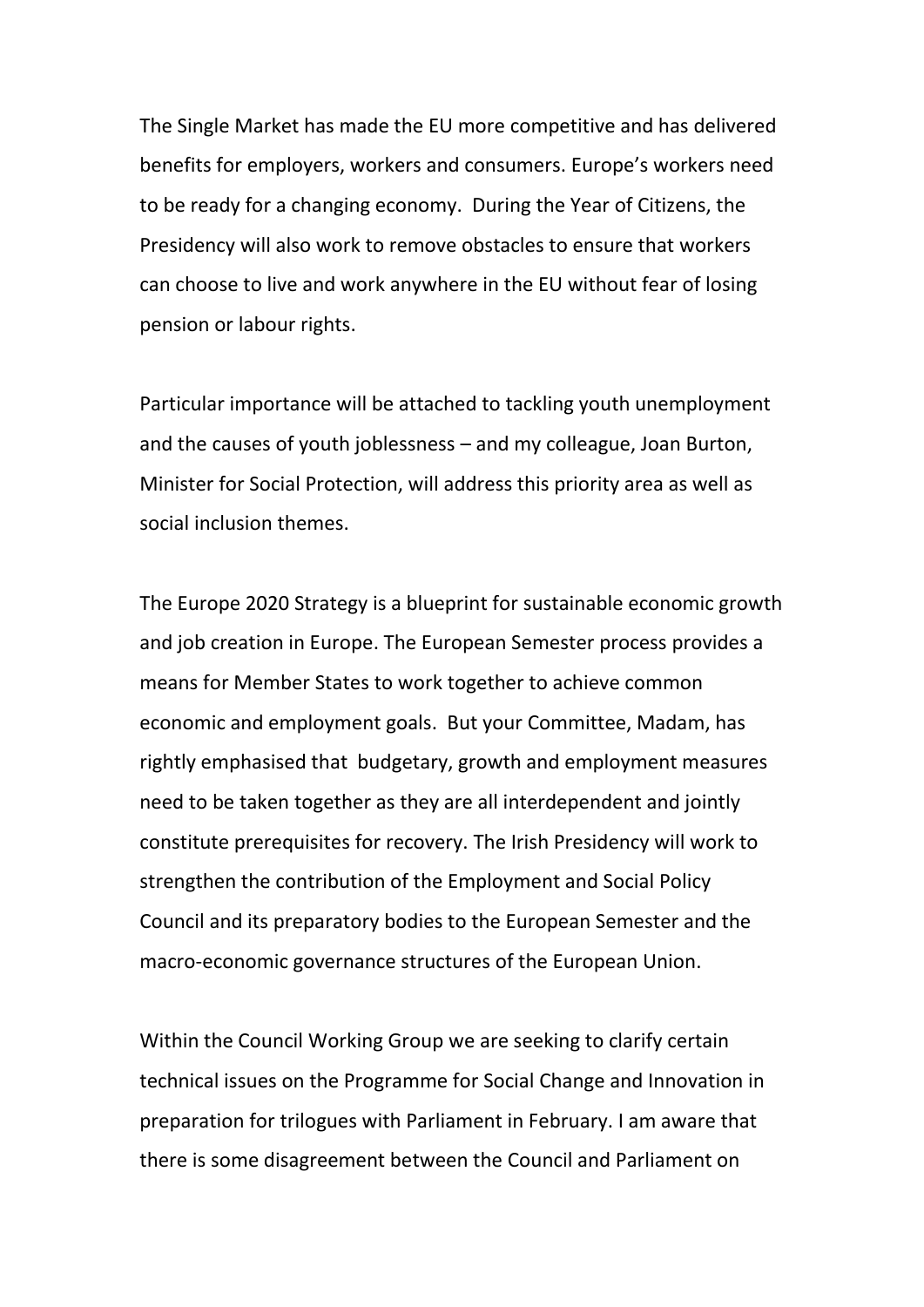The Single Market has made the EU more competitive and has delivered benefits for employers, workers and consumers. Europe's workers need to be ready for a changing economy. During the Year of Citizens, the Presidency will also work to remove obstacles to ensure that workers can choose to live and work anywhere in the EU without fear of losing pension or labour rights.

Particular importance will be attached to tackling youth unemployment and the causes of youth joblessness – and my colleague, Joan Burton, Minister for Social Protection, will address this priority area as well as social inclusion themes.

The Europe 2020 Strategy is a blueprint for sustainable economic growth and job creation in Europe. The European Semester process provides a means for Member States to work together to achieve common economic and employment goals. But your Committee, Madam, has rightly emphasised that budgetary, growth and employment measures need to be taken together as they are all interdependent and jointly constitute prerequisites for recovery. The Irish Presidency will work to strengthen the contribution of the Employment and Social Policy Council and its preparatory bodies to the European Semester and the macro-economic governance structures of the European Union.

Within the Council Working Group we are seeking to clarify certain technical issues on the Programme for Social Change and Innovation in preparation for trilogues with Parliament in February. I am aware that there is some disagreement between the Council and Parliament on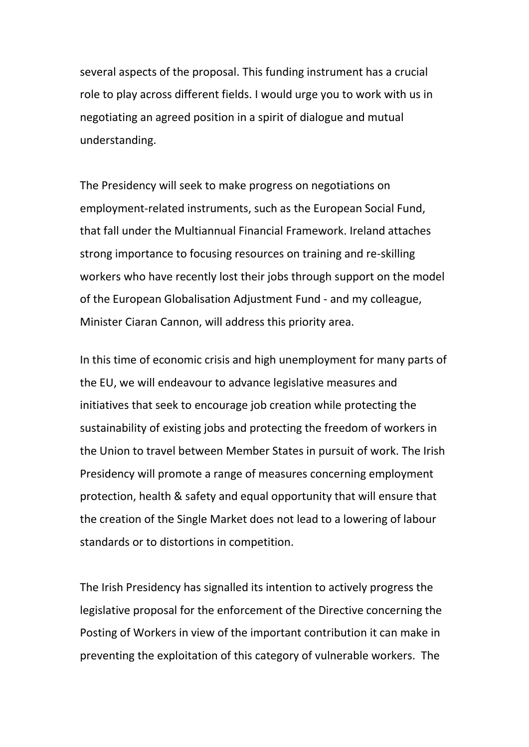several aspects of the proposal. This funding instrument has a crucial role to play across different fields. I would urge you to work with us in negotiating an agreed position in a spirit of dialogue and mutual understanding.

The Presidency will seek to make progress on negotiations on employment-related instruments, such as the European Social Fund, that fall under the Multiannual Financial Framework. Ireland attaches strong importance to focusing resources on training and re-skilling workers who have recently lost their jobs through support on the model of the European Globalisation Adjustment Fund - and my colleague, Minister Ciaran Cannon, will address this priority area.

In this time of economic crisis and high unemployment for many parts of the EU, we will endeavour to advance legislative measures and initiatives that seek to encourage job creation while protecting the sustainability of existing jobs and protecting the freedom of workers in the Union to travel between Member States in pursuit of work. The Irish Presidency will promote a range of measures concerning employment protection, health & safety and equal opportunity that will ensure that the creation of the Single Market does not lead to a lowering of labour standards or to distortions in competition.

The Irish Presidency has signalled its intention to actively progress the legislative proposal for the enforcement of the Directive concerning the Posting of Workers in view of the important contribution it can make in preventing the exploitation of this category of vulnerable workers. The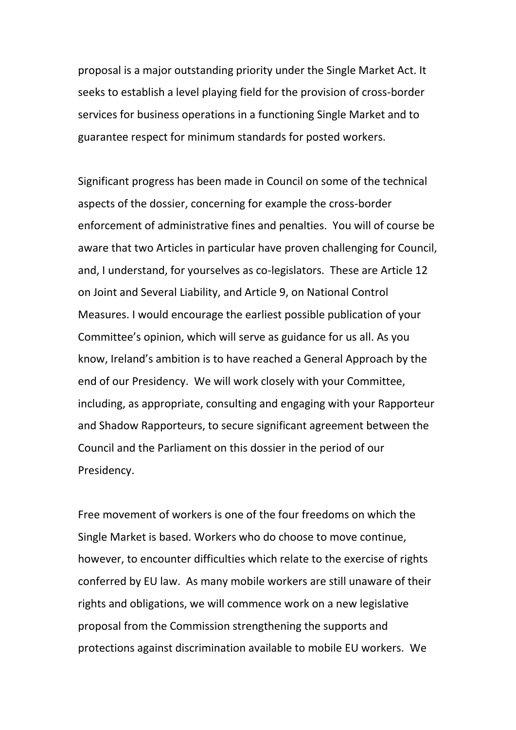proposal is a major outstanding priority under the Single Market Act. It seeks to establish a level playing field for the provision of cross-border services for business operations in a functioning Single Market and to guarantee respect for minimum standards for posted workers.

Significant progress has been made in Council on some of the technical aspects of the dossier, concerning for example the cross-border enforcement of administrative fines and penalties. You will of course be aware that two Articles in particular have proven challenging for Council, and, I understand, for yourselves as co-legislators. These are Article 12 on Joint and Several Liability, and Article 9, on National Control Measures. I would encourage the earliest possible publication of your Committee's opinion, which will serve as guidance for us all. As you know, Ireland's ambition is to have reached a General Approach by the end of our Presidency. We will work closely with your Committee, including, as appropriate, consulting and engaging with your Rapporteur and Shadow Rapporteurs, to secure significant agreement between the Council and the Parliament on this dossier in the period of our Presidency.

Free movement of workers is one of the four freedoms on which the Single Market is based. Workers who do choose to move continue, however, to encounter difficulties which relate to the exercise of rights conferred by EU law. As many mobile workers are still unaware of their rights and obligations, we will commence work on a new legislative proposal from the Commission strengthening the supports and protections against discrimination available to mobile EU workers. We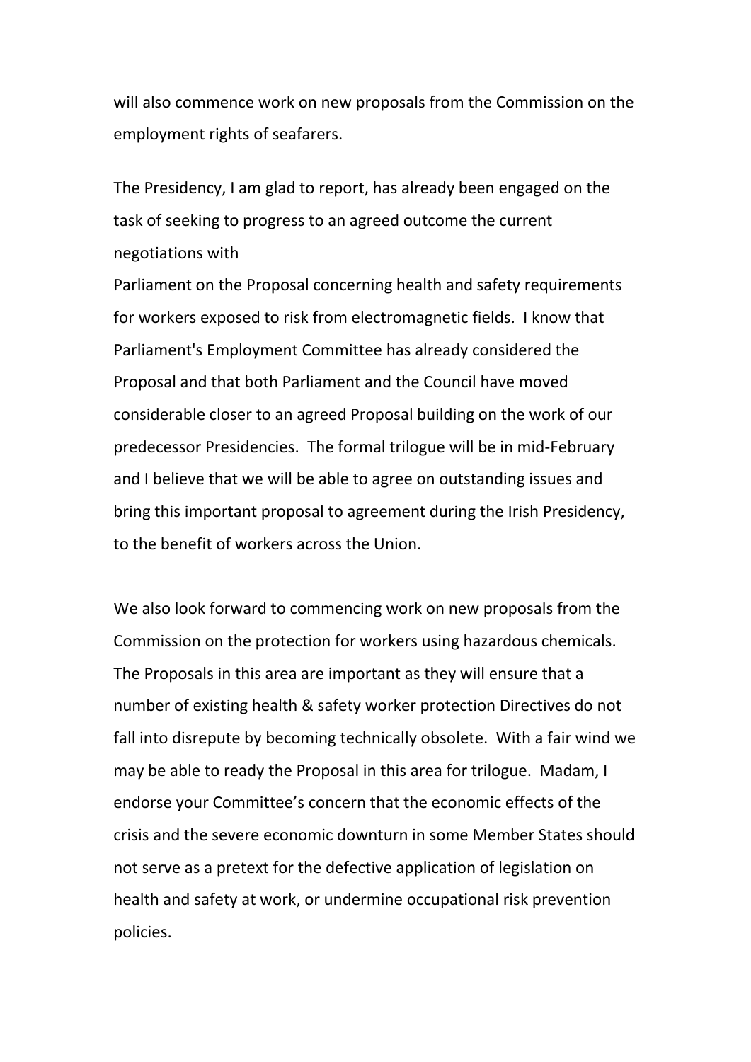will also commence work on new proposals from the Commission on the employment rights of seafarers.

The Presidency, I am glad to report, has already been engaged on the task of seeking to progress to an agreed outcome the current negotiations with
Parliament on the Proposal concerning health and safety requirements for workers exposed to risk from electromagnetic fields. I know that Parliament's Employment Committee has already considered the Proposal and that both Parliament and the Council have moved considerable closer to an agreed Proposal building on the work of our predecessor Presidencies. The formal trilogue will be in mid-February and I believe that we will be able to agree on outstanding issues and bring this important proposal to agreement during the Irish Presidency, to the benefit of workers across the Union.

We also look forward to commencing work on new proposals from the Commission on the protection for workers using hazardous chemicals. The Proposals in this area are important as they will ensure that a number of existing health & safety worker protection Directives do not fall into disrepute by becoming technically obsolete. With a fair wind we may be able to ready the Proposal in this area for trilogue. Madam, I endorse your Committee's concern that the economic effects of the crisis and the severe economic downturn in some Member States should not serve as a pretext for the defective application of legislation on health and safety at work, or undermine occupational risk prevention policies.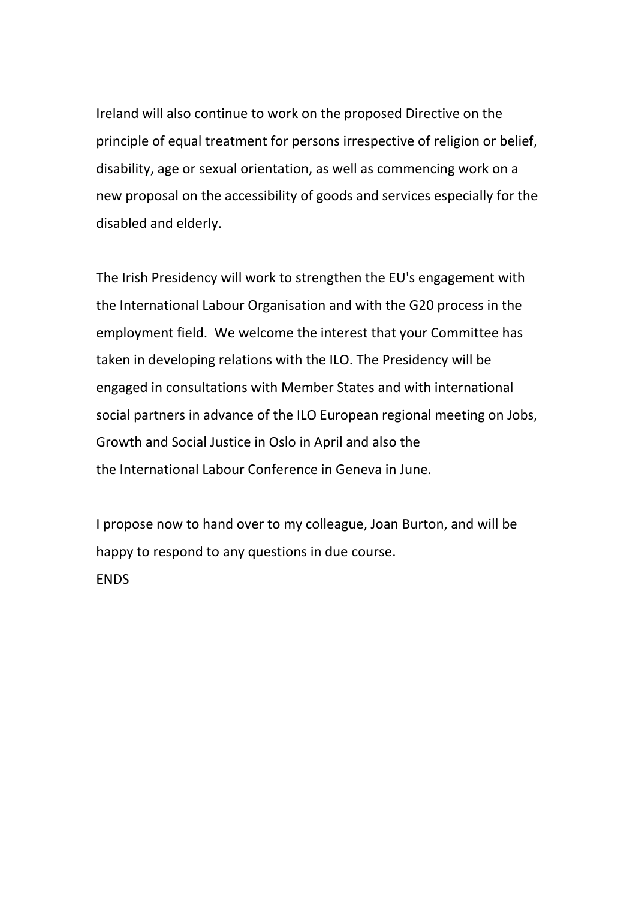Ireland will also continue to work on the proposed Directive on the principle of equal treatment for persons irrespective of religion or belief, disability, age or sexual orientation, as well as commencing work on a new proposal on the accessibility of goods and services especially for the disabled and elderly.

The Irish Presidency will work to strengthen the EU's engagement with the International Labour Organisation and with the G20 process in the employment field. We welcome the interest that your Committee has taken in developing relations with the ILO. The Presidency will be engaged in consultations with Member States and with international social partners in advance of the ILO European regional meeting on Jobs, Growth and Social Justice in Oslo in April and also the the International Labour Conference in Geneva in June.

I propose now to hand over to my colleague, Joan Burton, and will be happy to respond to any questions in due course.

ENDS